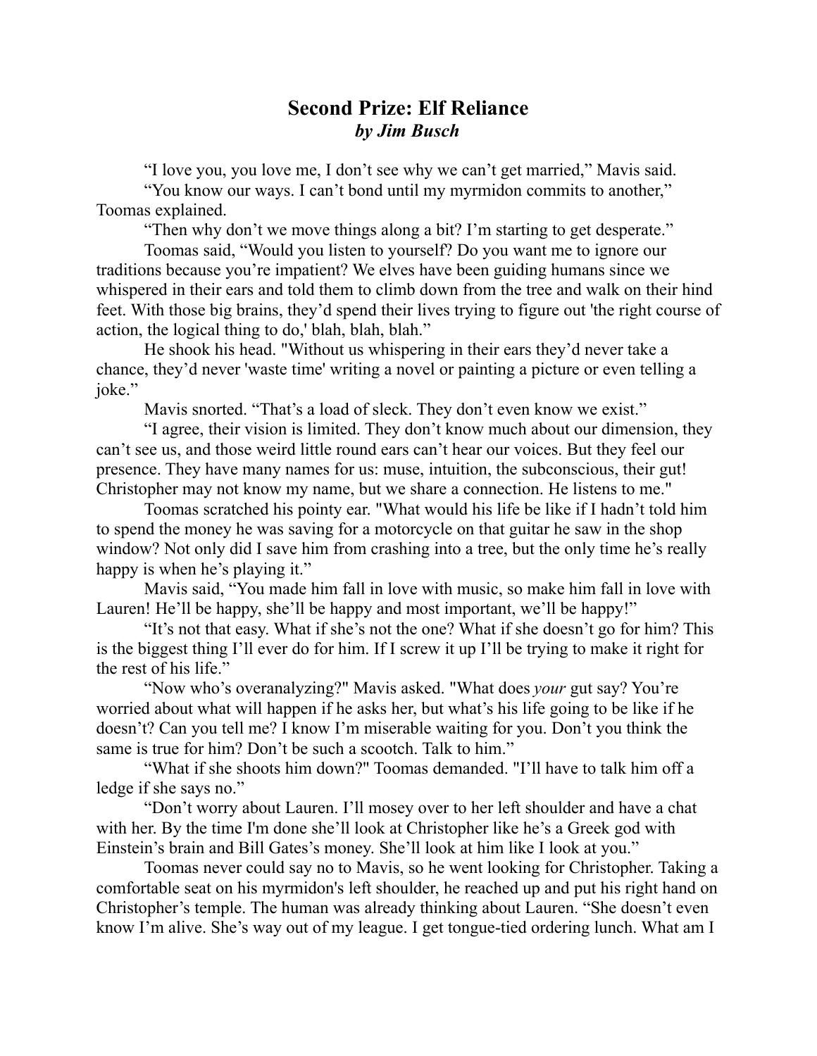# Second Prize: Elf Reliance

***by Jim Busch***

"I love you, you love me, I don't see why we can't get married," Mavis said.

"You know our ways. I can't bond until my myrmidon commits to another," Toomas explained.

"Then why don't we move things along a bit? I'm starting to get desperate."

Toomas said, "Would you listen to yourself? Do you want me to ignore our traditions because you're impatient? We elves have been guiding humans since we whispered in their ears and told them to climb down from the tree and walk on their hind feet. With those big brains, they'd spend their lives trying to figure out 'the right course of action, the logical thing to do,' blah, blah, blah."

He shook his head. "Without us whispering in their ears they'd never take a chance, they'd never 'waste time' writing a novel or painting a picture or even telling a joke."

Mavis snorted. "That's a load of sleck. They don't even know we exist."

"I agree, their vision is limited. They don't know much about our dimension, they can't see us, and those weird little round ears can't hear our voices. But they feel our presence. They have many names for us: muse, intuition, the subconscious, their gut! Christopher may not know my name, but we share a connection. He listens to me."

Toomas scratched his pointy ear. "What would his life be like if I hadn't told him to spend the money he was saving for a motorcycle on that guitar he saw in the shop window? Not only did I save him from crashing into a tree, but the only time he's really happy is when he's playing it."

Mavis said, "You made him fall in love with music, so make him fall in love with Lauren! He'll be happy, she'll be happy and most important, we'll be happy!"

"It's not that easy. What if she's not the one? What if she doesn't go for him? This is the biggest thing I'll ever do for him. If I screw it up I'll be trying to make it right for the rest of his life."

"Now who's overanalyzing?" Mavis asked. "What does *your* gut say? You're worried about what will happen if he asks her, but what's his life going to be like if he doesn't? Can you tell me? I know I'm miserable waiting for you. Don't you think the same is true for him? Don't be such a scootch. Talk to him."

"What if she shoots him down?" Toomas demanded. "I'll have to talk him off a ledge if she says no."

"Don't worry about Lauren. I'll mosey over to her left shoulder and have a chat with her. By the time I'm done she'll look at Christopher like he's a Greek god with Einstein's brain and Bill Gates's money. She'll look at him like I look at you."

Toomas never could say no to Mavis, so he went looking for Christopher. Taking a comfortable seat on his myrmidon's left shoulder, he reached up and put his right hand on Christopher's temple. The human was already thinking about Lauren. "She doesn't even know I'm alive. She's way out of my league. I get tongue-tied ordering lunch. What am I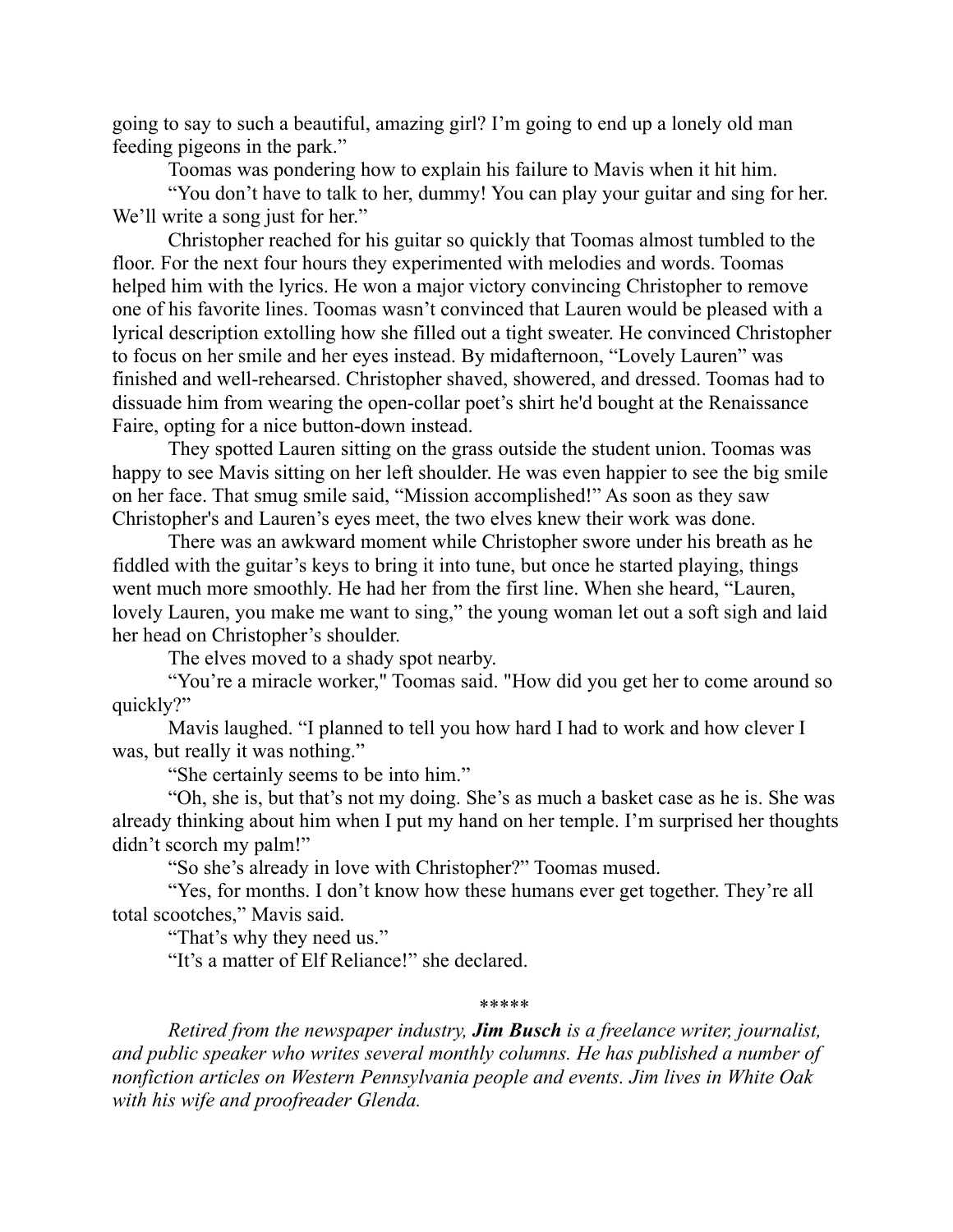going to say to such a beautiful, amazing girl? I'm going to end up a lonely old man feeding pigeons in the park."

Toomas was pondering how to explain his failure to Mavis when it hit him.

"You don't have to talk to her, dummy! You can play your guitar and sing for her. We'll write a song just for her."

Christopher reached for his guitar so quickly that Toomas almost tumbled to the floor. For the next four hours they experimented with melodies and words. Toomas helped him with the lyrics. He won a major victory convincing Christopher to remove one of his favorite lines. Toomas wasn't convinced that Lauren would be pleased with a lyrical description extolling how she filled out a tight sweater. He convinced Christopher to focus on her smile and her eyes instead. By midafternoon, "Lovely Lauren" was finished and well-rehearsed. Christopher shaved, showered, and dressed. Toomas had to dissuade him from wearing the open-collar poet's shirt he'd bought at the Renaissance Faire, opting for a nice button-down instead.

They spotted Lauren sitting on the grass outside the student union. Toomas was happy to see Mavis sitting on her left shoulder. He was even happier to see the big smile on her face. That smug smile said, "Mission accomplished!" As soon as they saw Christopher's and Lauren's eyes meet, the two elves knew their work was done.

There was an awkward moment while Christopher swore under his breath as he fiddled with the guitar's keys to bring it into tune, but once he started playing, things went much more smoothly. He had her from the first line. When she heard, "Lauren, lovely Lauren, you make me want to sing," the young woman let out a soft sigh and laid her head on Christopher's shoulder.

The elves moved to a shady spot nearby.

"You're a miracle worker," Toomas said. "How did you get her to come around so quickly?"

Mavis laughed. "I planned to tell you how hard I had to work and how clever I was, but really it was nothing."

"She certainly seems to be into him."

"Oh, she is, but that's not my doing. She's as much a basket case as he is. She was already thinking about him when I put my hand on her temple. I'm surprised her thoughts didn't scorch my palm!"

"So she's already in love with Christopher?" Toomas mused.

"Yes, for months. I don't know how these humans ever get together. They're all total scootches," Mavis said.

"That's why they need us."

"It's a matter of Elf Reliance!" she declared.

*****

*Retired from the newspaper industry,* ***Jim Busch*** *is a freelance writer, journalist, and public speaker who writes several monthly columns. He has published a number of nonfiction articles on Western Pennsylvania people and events. Jim lives in White Oak with his wife and proofreader Glenda.*